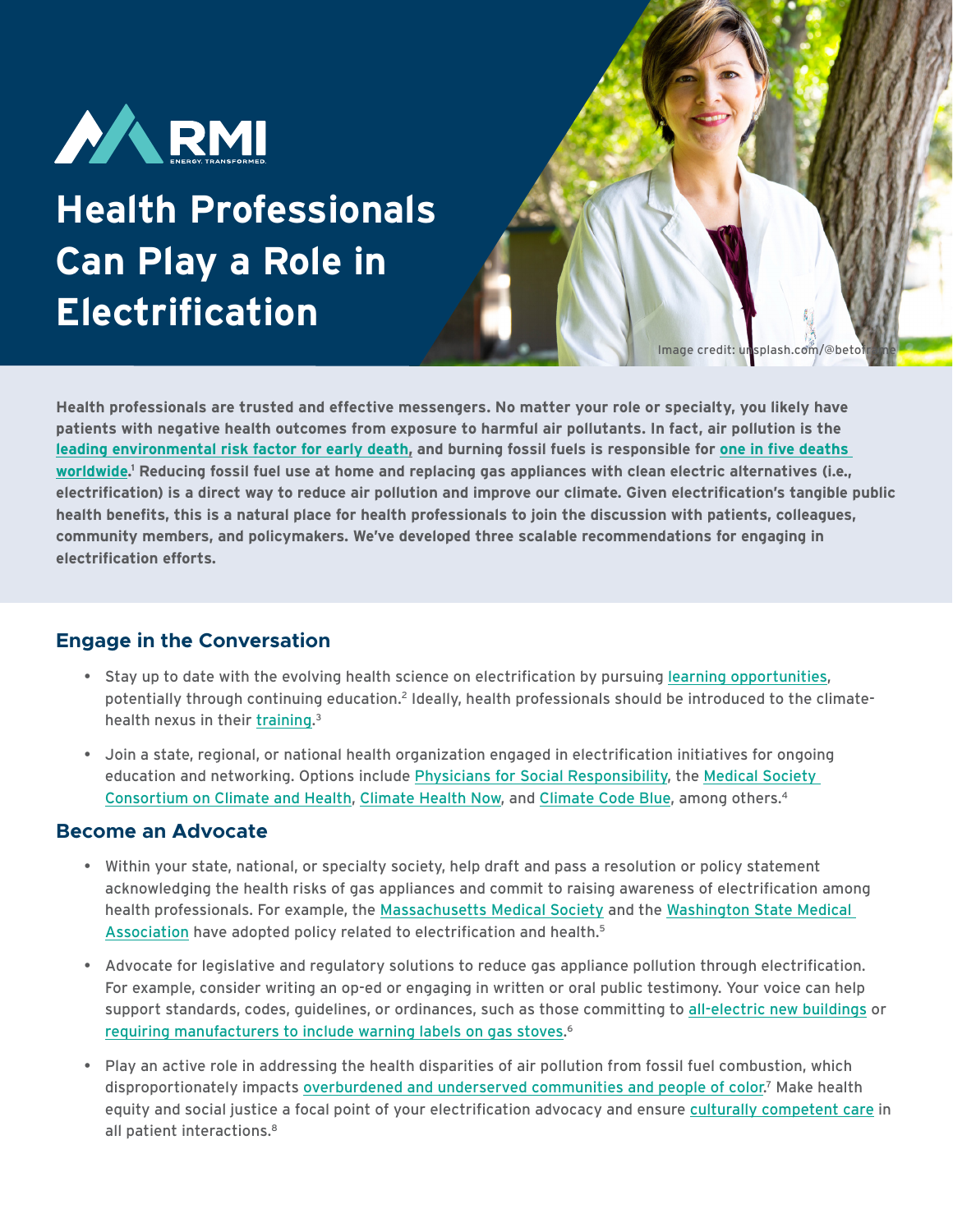RMI
ENERGY. TRANSFORMED.

# Health Professionals Can Play a Role in Electrification

Image credit: unsplash.com/@betotrune

**Health professionals are trusted and effective messengers. No matter your role or specialty, you likely have patients with negative health outcomes from exposure to harmful air pollutants. In fact, air pollution is the leading environmental risk factor for early death, and burning fossil fuels is responsible for one in five deaths worldwide.[1] Reducing fossil fuel use at home and replacing gas appliances with clean electric alternatives (i.e., electrification) is a direct way to reduce air pollution and improve our climate. Given electrification's tangible public health benefits, this is a natural place for health professionals to join the discussion with patients, colleagues, community members, and policymakers. We've developed three scalable recommendations for engaging in electrification efforts.**

## Engage in the Conversation

- Stay up to date with the evolving health science on electrification by pursuing learning opportunities, potentially through continuing education.[2] Ideally, health professionals should be introduced to the climate-health nexus in their training.[3]
- Join a state, regional, or national health organization engaged in electrification initiatives for ongoing education and networking. Options include Physicians for Social Responsibility, the Medical Society Consortium on Climate and Health, Climate Health Now, and Climate Code Blue, among others.[4]

## Become an Advocate

- Within your state, national, or specialty society, help draft and pass a resolution or policy statement acknowledging the health risks of gas appliances and commit to raising awareness of electrification among health professionals. For example, the Massachusetts Medical Society and the Washington State Medical Association have adopted policy related to electrification and health.[5]
- Advocate for legislative and regulatory solutions to reduce gas appliance pollution through electrification. For example, consider writing an op-ed or engaging in written or oral public testimony. Your voice can help support standards, codes, guidelines, or ordinances, such as those committing to all-electric new buildings or requiring manufacturers to include warning labels on gas stoves.[6]
- Play an active role in addressing the health disparities of air pollution from fossil fuel combustion, which disproportionately impacts overburdened and underserved communities and people of color.[7] Make health equity and social justice a focal point of your electrification advocacy and ensure culturally competent care in all patient interactions.[8]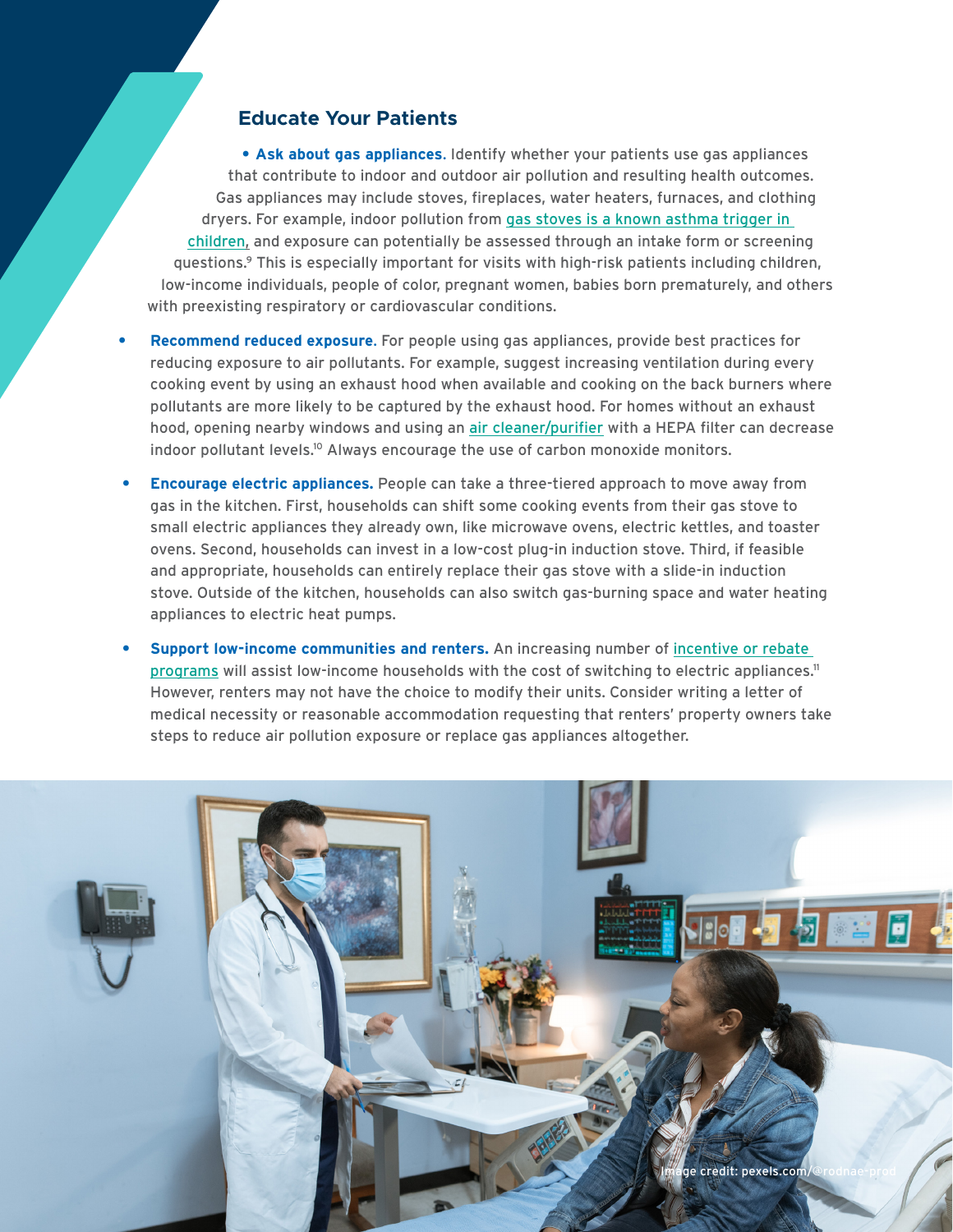## Educate Your Patients

- **Ask about gas appliances.** Identify whether your patients use gas appliances that contribute to indoor and outdoor air pollution and resulting health outcomes. Gas appliances may include stoves, fireplaces, water heaters, furnaces, and clothing dryers. For example, indoor pollution from gas stoves is a known asthma trigger in children, and exposure can potentially be assessed through an intake form or screening questions.[9] This is especially important for visits with high-risk patients including children, low-income individuals, people of color, pregnant women, babies born prematurely, and others with preexisting respiratory or cardiovascular conditions.

- **Recommend reduced exposure.** For people using gas appliances, provide best practices for reducing exposure to air pollutants. For example, suggest increasing ventilation during every cooking event by using an exhaust hood when available and cooking on the back burners where pollutants are more likely to be captured by the exhaust hood. For homes without an exhaust hood, opening nearby windows and using an air cleaner/purifier with a HEPA filter can decrease indoor pollutant levels.[10] Always encourage the use of carbon monoxide monitors.

- **Encourage electric appliances.** People can take a three-tiered approach to move away from gas in the kitchen. First, households can shift some cooking events from their gas stove to small electric appliances they already own, like microwave ovens, electric kettles, and toaster ovens. Second, households can invest in a low-cost plug-in induction stove. Third, if feasible and appropriate, households can entirely replace their gas stove with a slide-in induction stove. Outside of the kitchen, households can also switch gas-burning space and water heating appliances to electric heat pumps.

- **Support low-income communities and renters.** An increasing number of incentive or rebate programs will assist low-income households with the cost of switching to electric appliances.[11] However, renters may not have the choice to modify their units. Consider writing a letter of medical necessity or reasonable accommodation requesting that renters' property owners take steps to reduce air pollution exposure or replace gas appliances altogether.

Image credit: pexels.com/@rodnae-prod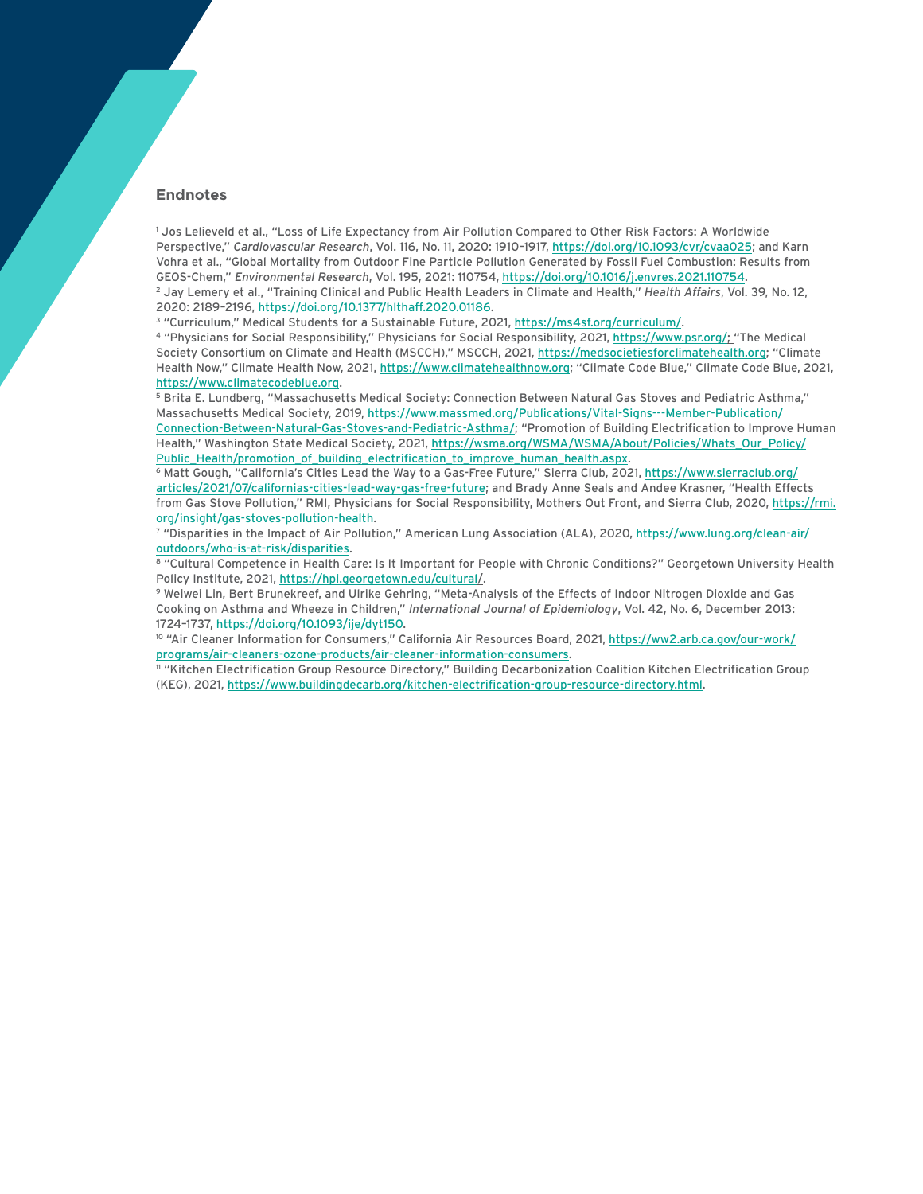## Endnotes

[1] Jos Lelieveld et al., "Loss of Life Expectancy from Air Pollution Compared to Other Risk Factors: A Worldwide Perspective," *Cardiovascular Research*, Vol. 116, No. 11, 2020: 1910–1917, https://doi.org/10.1093/cvr/cvaa025; and Karn Vohra et al., "Global Mortality from Outdoor Fine Particle Pollution Generated by Fossil Fuel Combustion: Results from GEOS-Chem," *Environmental Research*, Vol. 195, 2021: 110754, https://doi.org/10.1016/j.envres.2021.110754.

[2] Jay Lemery et al., "Training Clinical and Public Health Leaders in Climate and Health," *Health Affairs*, Vol. 39, No. 12, 2020: 2189–2196, https://doi.org/10.1377/hlthaff.2020.01186.

[3] "Curriculum," Medical Students for a Sustainable Future, 2021, https://ms4sf.org/curriculum/.

[4] "Physicians for Social Responsibility," Physicians for Social Responsibility, 2021, https://www.psr.org/; "The Medical Society Consortium on Climate and Health (MSCCH)," MSCCH, 2021, https://medsocietiesforclimatehealth.org; "Climate Health Now," Climate Health Now, 2021, https://www.climatehealthnow.org; "Climate Code Blue," Climate Code Blue, 2021, https://www.climatecodeblue.org.

[5] Brita E. Lundberg, "Massachusetts Medical Society: Connection Between Natural Gas Stoves and Pediatric Asthma," Massachusetts Medical Society, 2019, https://www.massmed.org/Publications/Vital-Signs---Member-Publication/Connection-Between-Natural-Gas-Stoves-and-Pediatric-Asthma/; "Promotion of Building Electrification to Improve Human Health," Washington State Medical Society, 2021, https://wsma.org/WSMA/WSMA/About/Policies/Whats_Our_Policy/Public_Health/promotion_of_building_electrification_to_improve_human_health.aspx.

[6] Matt Gough, "California's Cities Lead the Way to a Gas-Free Future," Sierra Club, 2021, https://www.sierraclub.org/articles/2021/07/californias-cities-lead-way-gas-free-future; and Brady Anne Seals and Andee Krasner, "Health Effects from Gas Stove Pollution," RMI, Physicians for Social Responsibility, Mothers Out Front, and Sierra Club, 2020, https://rmi.org/insight/gas-stoves-pollution-health.

[7] "Disparities in the Impact of Air Pollution," American Lung Association (ALA), 2020, https://www.lung.org/clean-air/outdoors/who-is-at-risk/disparities.

[8] "Cultural Competence in Health Care: Is It Important for People with Chronic Conditions?" Georgetown University Health Policy Institute, 2021, https://hpi.georgetown.edu/cultural/.

[9] Weiwei Lin, Bert Brunekreef, and Ulrike Gehring, "Meta-Analysis of the Effects of Indoor Nitrogen Dioxide and Gas Cooking on Asthma and Wheeze in Children," *International Journal of Epidemiology*, Vol. 42, No. 6, December 2013: 1724–1737, https://doi.org/10.1093/ije/dyt150.

[10] "Air Cleaner Information for Consumers," California Air Resources Board, 2021, https://ww2.arb.ca.gov/our-work/programs/air-cleaners-ozone-products/air-cleaner-information-consumers.

[11] "Kitchen Electrification Group Resource Directory," Building Decarbonization Coalition Kitchen Electrification Group (KEG), 2021, https://www.buildingdecarb.org/kitchen-electrification-group-resource-directory.html.